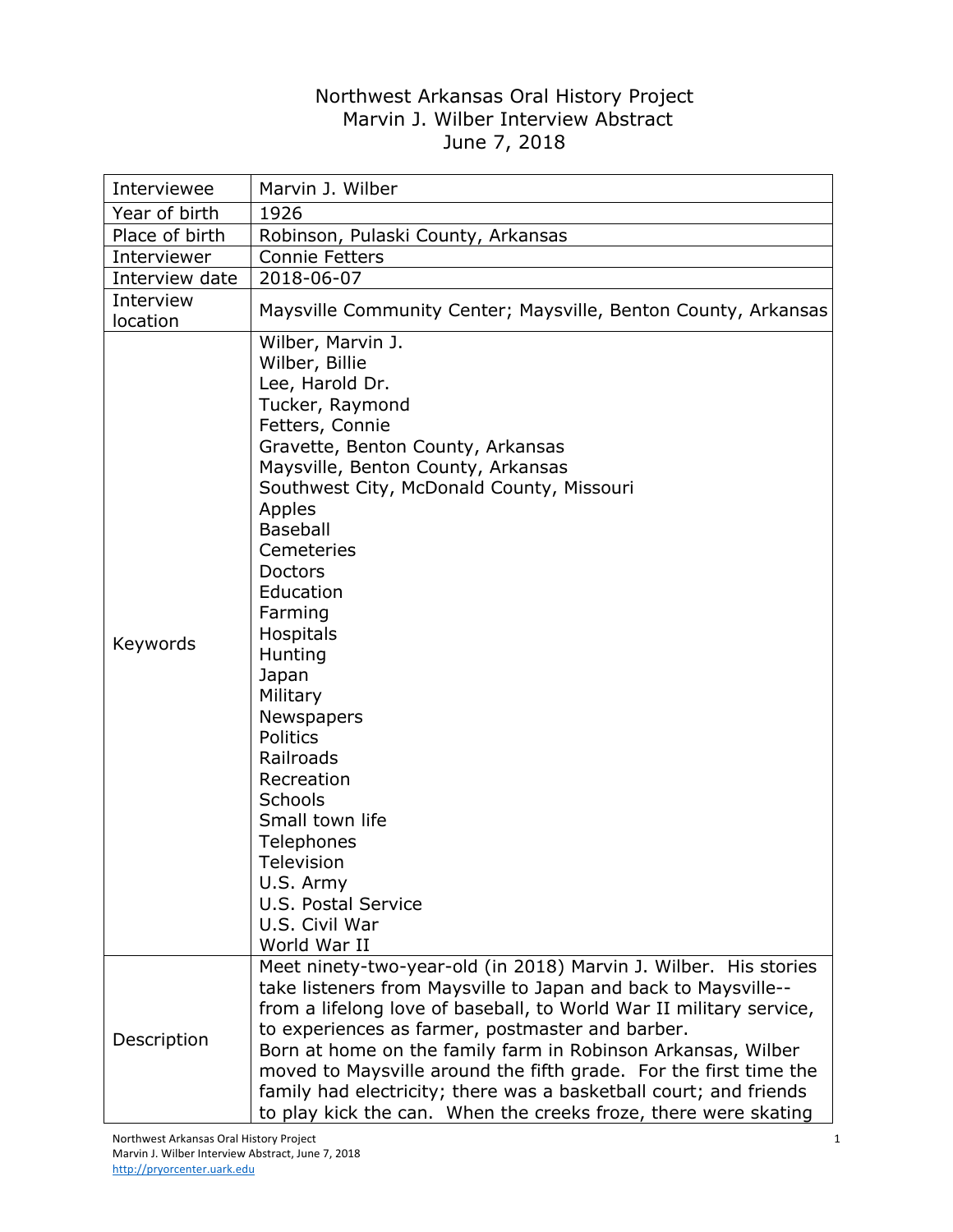# Northwest Arkansas Oral History Project
## Marvin J. Wilber Interview Abstract
### June 7, 2018

| | |
|---|---|
| Interviewee | Marvin J. Wilber |
| Year of birth | 1926 |
| Place of birth | Robinson, Pulaski County, Arkansas |
| Interviewer | Connie Fetters |
| Interview date | 2018-06-07 |
| Interview location | Maysville Community Center; Maysville, Benton County, Arkansas |
| Keywords | Wilber, Marvin J.<br>Wilber, Billie<br>Lee, Harold Dr.<br>Tucker, Raymond<br>Fetters, Connie<br>Gravette, Benton County, Arkansas<br>Maysville, Benton County, Arkansas<br>Southwest City, McDonald County, Missouri<br>Apples<br>Baseball<br>Cemeteries<br>Doctors<br>Education<br>Farming<br>Hospitals<br>Hunting<br>Japan<br>Military<br>Newspapers<br>Politics<br>Railroads<br>Recreation<br>Schools<br>Small town life<br>Telephones<br>Television<br>U.S. Army<br>U.S. Postal Service<br>U.S. Civil War<br>World War II |
| Description | Meet ninety-two-year-old (in 2018) Marvin J. Wilber. His stories take listeners from Maysville to Japan and back to Maysville--from a lifelong love of baseball, to World War II military service, to experiences as farmer, postmaster and barber.<br>Born at home on the family farm in Robinson Arkansas, Wilber moved to Maysville around the fifth grade. For the first time the family had electricity; there was a basketball court; and friends to play kick the can. When the creeks froze, there were skating |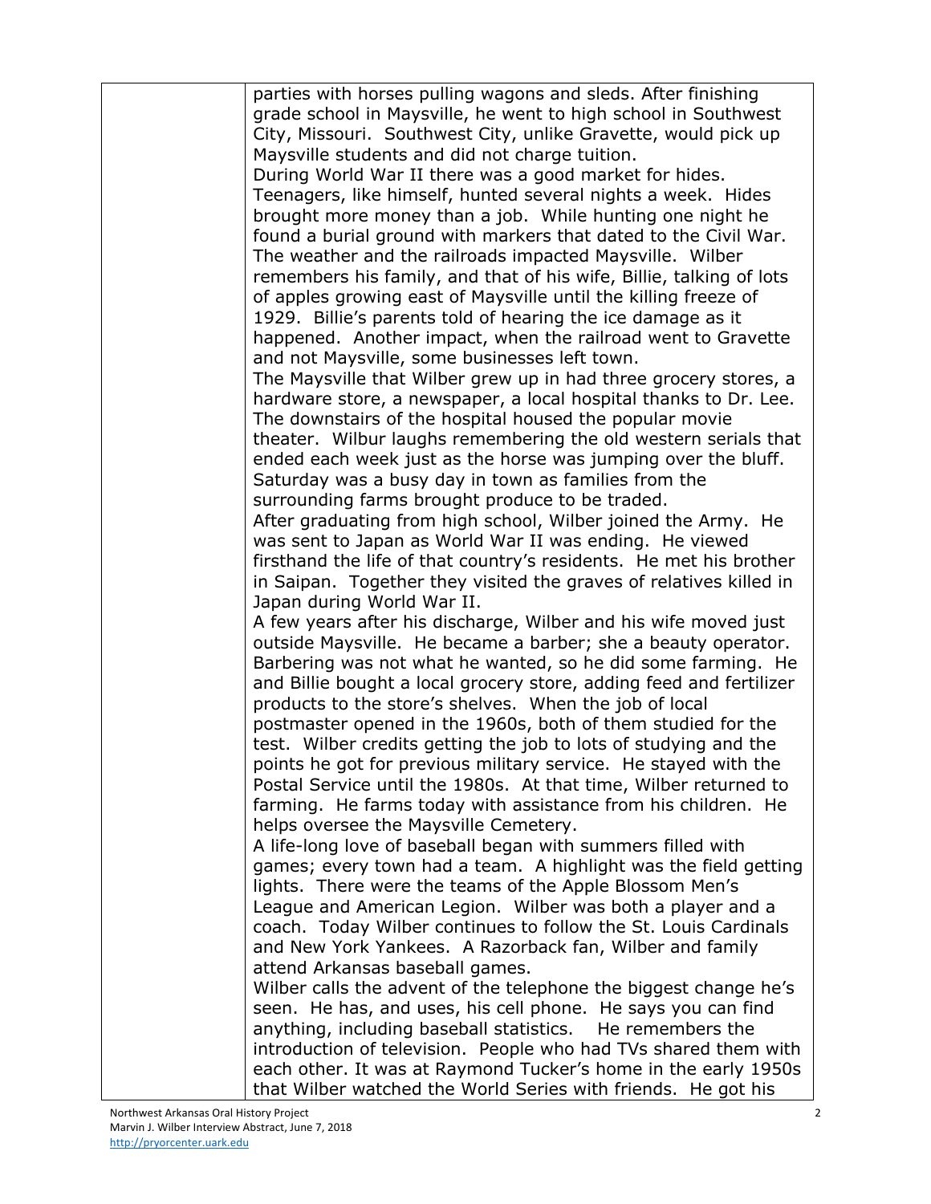parties with horses pulling wagons and sleds. After finishing grade school in Maysville, he went to high school in Southwest City, Missouri. Southwest City, unlike Gravette, would pick up Maysville students and did not charge tuition.

During World War II there was a good market for hides. Teenagers, like himself, hunted several nights a week. Hides brought more money than a job. While hunting one night he found a burial ground with markers that dated to the Civil War.

The weather and the railroads impacted Maysville. Wilber remembers his family, and that of his wife, Billie, talking of lots of apples growing east of Maysville until the killing freeze of 1929. Billie's parents told of hearing the ice damage as it happened. Another impact, when the railroad went to Gravette and not Maysville, some businesses left town.

The Maysville that Wilber grew up in had three grocery stores, a hardware store, a newspaper, a local hospital thanks to Dr. Lee. The downstairs of the hospital housed the popular movie theater. Wilbur laughs remembering the old western serials that ended each week just as the horse was jumping over the bluff. Saturday was a busy day in town as families from the surrounding farms brought produce to be traded.

After graduating from high school, Wilber joined the Army. He was sent to Japan as World War II was ending. He viewed firsthand the life of that country's residents. He met his brother in Saipan. Together they visited the graves of relatives killed in Japan during World War II.

A few years after his discharge, Wilber and his wife moved just outside Maysville. He became a barber; she a beauty operator. Barbering was not what he wanted, so he did some farming. He and Billie bought a local grocery store, adding feed and fertilizer products to the store's shelves. When the job of local postmaster opened in the 1960s, both of them studied for the test. Wilber credits getting the job to lots of studying and the points he got for previous military service. He stayed with the Postal Service until the 1980s. At that time, Wilber returned to farming. He farms today with assistance from his children. He helps oversee the Maysville Cemetery.

A life-long love of baseball began with summers filled with games; every town had a team. A highlight was the field getting lights. There were the teams of the Apple Blossom Men's League and American Legion. Wilber was both a player and a coach. Today Wilber continues to follow the St. Louis Cardinals and New York Yankees. A Razorback fan, Wilber and family attend Arkansas baseball games.

Wilber calls the advent of the telephone the biggest change he's seen. He has, and uses, his cell phone. He says you can find anything, including baseball statistics. He remembers the introduction of television. People who had TVs shared them with each other. It was at Raymond Tucker's home in the early 1950s that Wilber watched the World Series with friends. He got his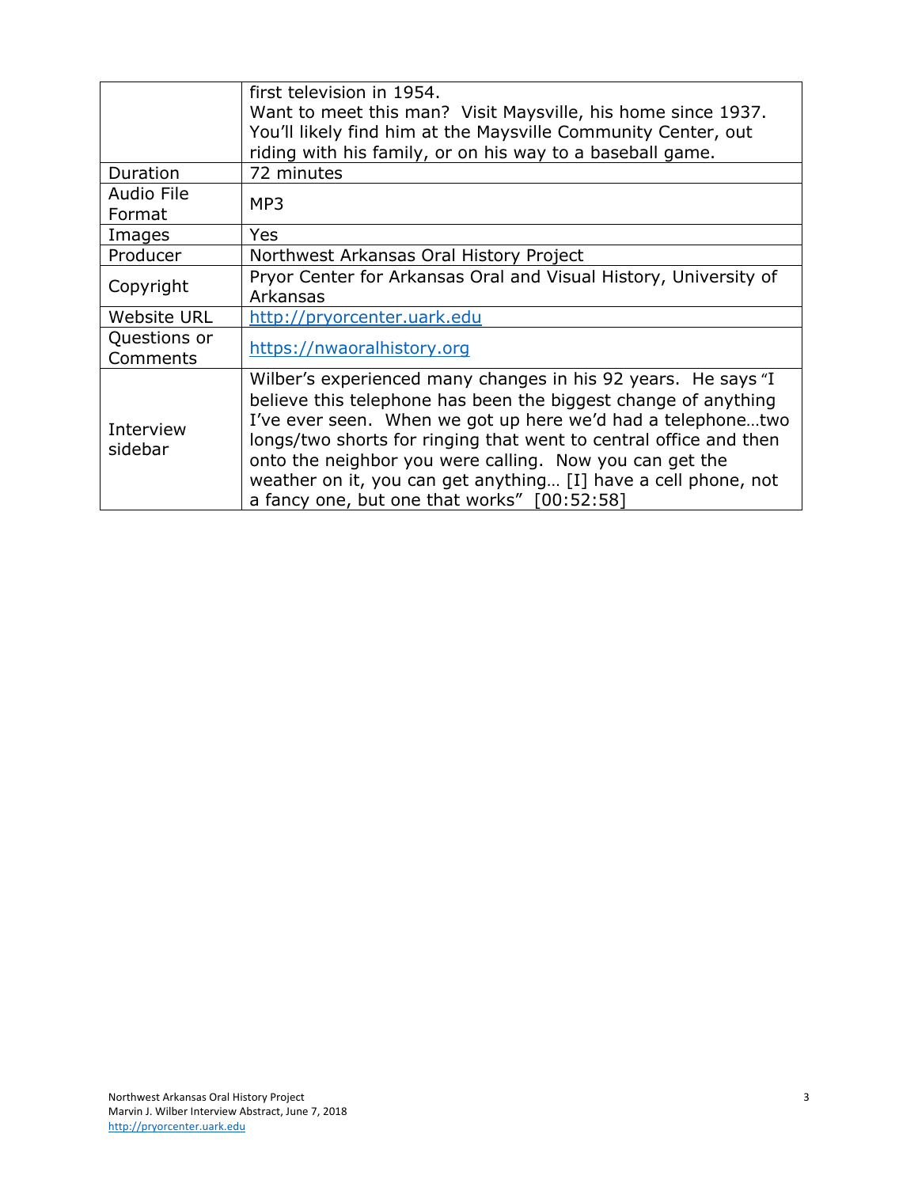| | |
|---|---|
| | first television in 1954.<br>Want to meet this man? Visit Maysville, his home since 1937. You'll likely find him at the Maysville Community Center, out riding with his family, or on his way to a baseball game. |
| Duration | 72 minutes |
| Audio File Format | MP3 |
| Images | Yes |
| Producer | Northwest Arkansas Oral History Project |
| Copyright | Pryor Center for Arkansas Oral and Visual History, University of Arkansas |
| Website URL | http://pryorcenter.uark.edu |
| Questions or Comments | https://nwaoralhistory.org |
| Interview sidebar | Wilber's experienced many changes in his 92 years. He says "I believe this telephone has been the biggest change of anything I've ever seen. When we got up here we'd had a telephone…two longs/two shorts for ringing that went to central office and then onto the neighbor you were calling. Now you can get the weather on it, you can get anything… [I] have a cell phone, not a fancy one, but one that works" [00:52:58] |